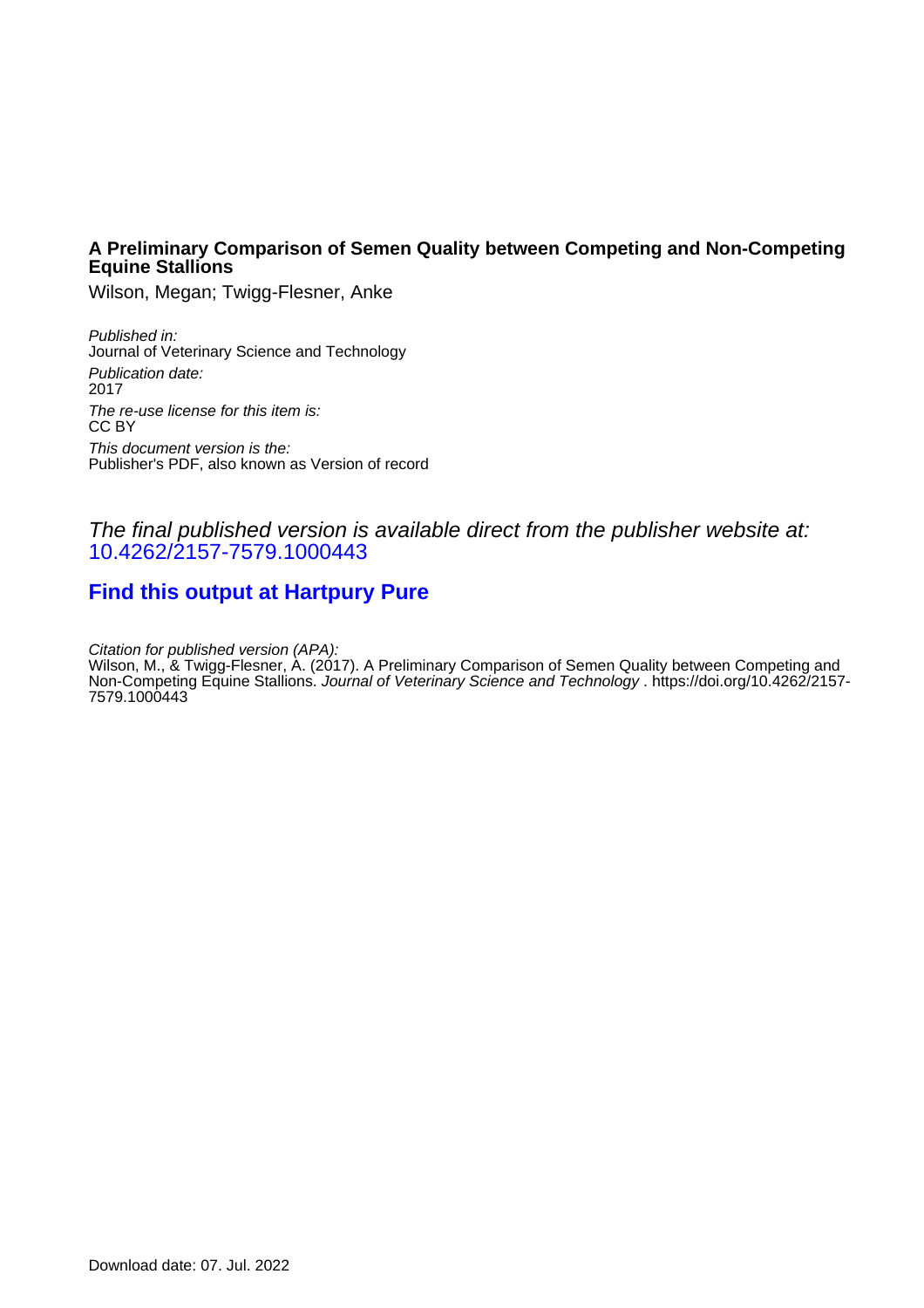**A Preliminary Comparison of Semen Quality between Competing and Non-Competing Equine Stallions**

Wilson, Megan; Twigg-Flesner, Anke

*Published in:*
Journal of Veterinary Science and Technology

*Publication date:*
2017

*The re-use license for this item is:*
CC BY

*This document version is the:*
Publisher's PDF, also known as Version of record

*The final published version is available direct from the publisher website at:*
10.4262/2157-7579.1000443

**Find this output at Hartpury Pure**

*Citation for published version (APA):*
Wilson, M., & Twigg-Flesner, A. (2017). A Preliminary Comparison of Semen Quality between Competing and Non-Competing Equine Stallions. *Journal of Veterinary Science and Technology* . https://doi.org/10.4262/2157-7579.1000443

Download date: 07. Jul. 2022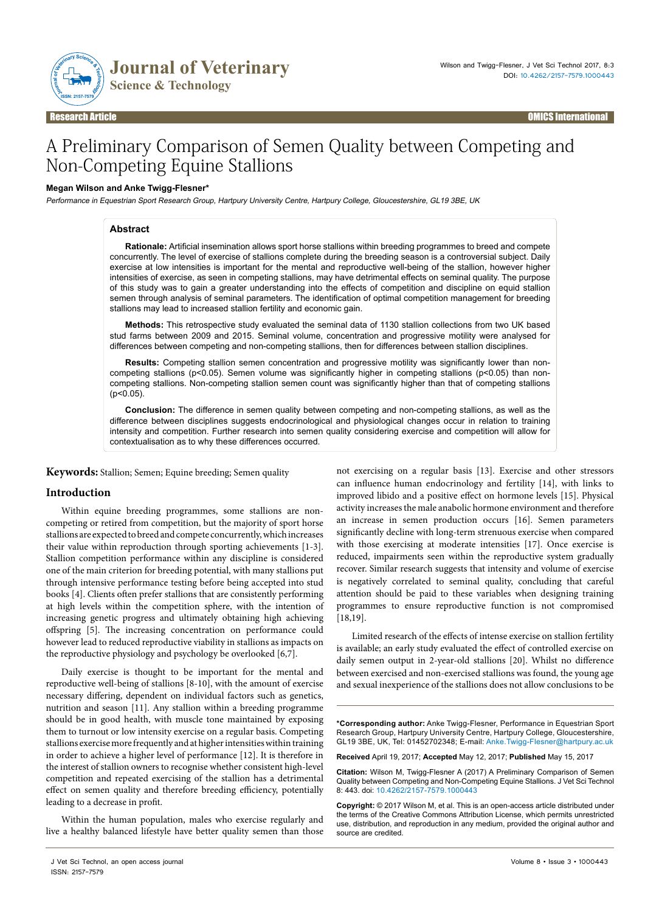# A Preliminary Comparison of Semen Quality between Competing and Non-Competing Equine Stallions

**Megan Wilson and Anke Twigg-Flesner***

*Performance in Equestrian Sport Research Group, Hartpury University Centre, Hartpury College, Gloucestershire, GL19 3BE, UK*

## Abstract

**Rationale:** Artificial insemination allows sport horse stallions within breeding programmes to breed and compete concurrently. The level of exercise of stallions complete during the breeding season is a controversial subject. Daily exercise at low intensities is important for the mental and reproductive well-being of the stallion, however higher intensities of exercise, as seen in competing stallions, may have detrimental effects on seminal quality. The purpose of this study was to gain a greater understanding into the effects of competition and discipline on equid stallion semen through analysis of seminal parameters. The identification of optimal competition management for breeding stallions may lead to increased stallion fertility and economic gain.

**Methods:** This retrospective study evaluated the seminal data of 1130 stallion collections from two UK based stud farms between 2009 and 2015. Seminal volume, concentration and progressive motility were analysed for differences between competing and non-competing stallions, then for differences between stallion disciplines.

**Results:** Competing stallion semen concentration and progressive motility was significantly lower than non-competing stallions ($p<0.05$). Semen volume was significantly higher in competing stallions ($p<0.05$) than non-competing stallions. Non-competing stallion semen count was significantly higher than that of competing stallions ($p<0.05$).

**Conclusion:** The difference in semen quality between competing and non-competing stallions, as well as the difference between disciplines suggests endocrinological and physiological changes occur in relation to training intensity and competition. Further research into semen quality considering exercise and competition will allow for contextualisation as to why these differences occurred.

**Keywords:** Stallion; Semen; Equine breeding; Semen quality

## Introduction

Within equine breeding programmes, some stallions are non-competing or retired from competition, but the majority of sport horse stallions are expected to breed and compete concurrently, which increases their value within reproduction through sporting achievements [1-3]. Stallion competition performance within any discipline is considered one of the main criterion for breeding potential, with many stallions put through intensive performance testing before being accepted into stud books [4]. Clients often prefer stallions that are consistently performing at high levels within the competition sphere, with the intention of increasing genetic progress and ultimately obtaining high achieving offspring [5]. The increasing concentration on performance could however lead to reduced reproductive viability in stallions as impacts on the reproductive physiology and psychology be overlooked [6,7].

Daily exercise is thought to be important for the mental and reproductive well-being of stallions [8-10], with the amount of exercise necessary differing, dependent on individual factors such as genetics, nutrition and season [11]. Any stallion within a breeding programme should be in good health, with muscle tone maintained by exposing them to turnout or low intensity exercise on a regular basis. Competing stallions exercise more frequently and at higher intensities within training in order to achieve a higher level of performance [12]. It is therefore in the interest of stallion owners to recognise whether consistent high-level competition and repeated exercising of the stallion has a detrimental effect on semen quality and therefore breeding efficiency, potentially leading to a decrease in profit.

Within the human population, males who exercise regularly and live a healthy balanced lifestyle have better quality semen than those not exercising on a regular basis [13]. Exercise and other stressors can influence human endocrinology and fertility [14], with links to improved libido and a positive effect on hormone levels [15]. Physical activity increases the male anabolic hormone environment and therefore an increase in semen production occurs [16]. Semen parameters significantly decline with long-term strenuous exercise when compared with those exercising at moderate intensities [17]. Once exercise is reduced, impairments seen within the reproductive system gradually recover. Similar research suggests that intensity and volume of exercise is negatively correlated to seminal quality, concluding that careful attention should be paid to these variables when designing training programmes to ensure reproductive function is not compromised [18,19].

Limited research of the effects of intense exercise on stallion fertility is available; an early study evaluated the effect of controlled exercise on daily semen output in 2-year-old stallions [20]. Whilst no difference between exercised and non-exercised stallions was found, the young age and sexual inexperience of the stallions does not allow conclusions to be

***Corresponding author:** Anke Twigg-Flesner, Performance in Equestrian Sport Research Group, Hartpury University Centre, Hartpury College, Gloucestershire, GL19 3BE, UK, Tel: 01452702348; E-mail: Anke.Twigg-Flesner@hartpury.ac.uk

**Received** April 19, 2017; **Accepted** May 12, 2017; **Published** May 15, 2017

**Citation:** Wilson M, Twigg-Flesner A (2017) A Preliminary Comparison of Semen Quality between Competing and Non-Competing Equine Stallions. J Vet Sci Technol 8: 443. doi: 10.4262/2157-7579.1000443

**Copyright:** © 2017 Wilson M, et al. This is an open-access article distributed under the terms of the Creative Commons Attribution License, which permits unrestricted use, distribution, and reproduction in any medium, provided the original author and source are credited.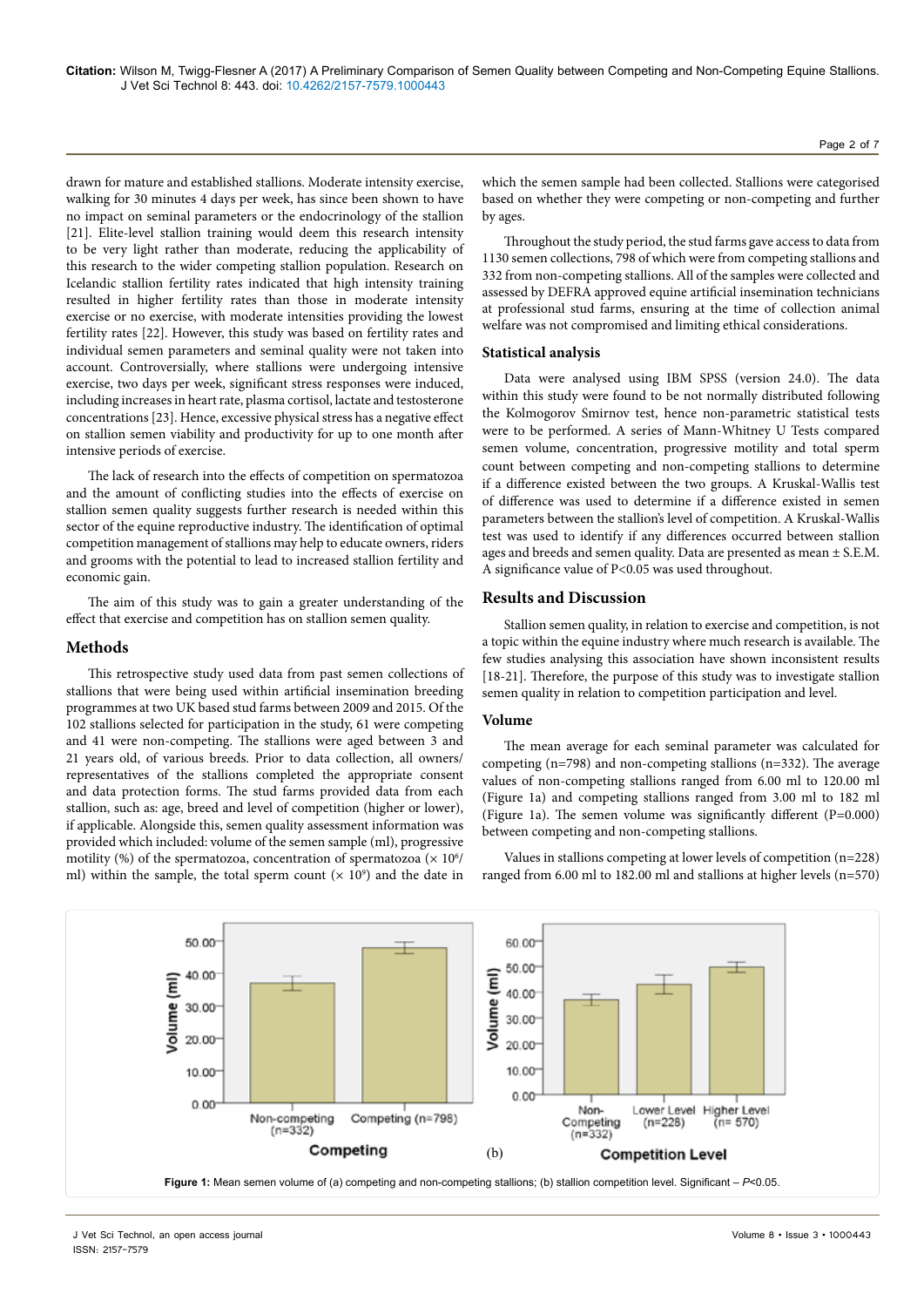drawn for mature and established stallions. Moderate intensity exercise, walking for 30 minutes 4 days per week, has since been shown to have no impact on seminal parameters or the endocrinology of the stallion [21]. Elite-level stallion training would deem this research intensity to be very light rather than moderate, reducing the applicability of this research to the wider competing stallion population. Research on Icelandic stallion fertility rates indicated that high intensity training resulted in higher fertility rates than those in moderate intensity exercise or no exercise, with moderate intensities providing the lowest fertility rates [22]. However, this study was based on fertility rates and individual semen parameters and seminal quality were not taken into account. Controversially, where stallions were undergoing intensive exercise, two days per week, significant stress responses were induced, including increases in heart rate, plasma cortisol, lactate and testosterone concentrations [23]. Hence, excessive physical stress has a negative effect on stallion semen viability and productivity for up to one month after intensive periods of exercise.

The lack of research into the effects of competition on spermatozoa and the amount of conflicting studies into the effects of exercise on stallion semen quality suggests further research is needed within this sector of the equine reproductive industry. The identification of optimal competition management of stallions may help to educate owners, riders and grooms with the potential to lead to increased stallion fertility and economic gain.

The aim of this study was to gain a greater understanding of the effect that exercise and competition has on stallion semen quality.

## Methods

This retrospective study used data from past semen collections of stallions that were being used within artificial insemination breeding programmes at two UK based stud farms between 2009 and 2015. Of the 102 stallions selected for participation in the study, 61 were competing and 41 were non-competing. The stallions were aged between 3 and 21 years old, of various breeds. Prior to data collection, all owners/representatives of the stallions completed the appropriate consent and data protection forms. The stud farms provided data from each stallion, such as: age, breed and level of competition (higher or lower), if applicable. Alongside this, semen quality assessment information was provided which included: volume of the semen sample (ml), progressive motility (%) of the spermatozoa, concentration of spermatozoa ($\times 10^6$/ml) within the sample, the total sperm count ($\times 10^9$) and the date in which the semen sample had been collected. Stallions were categorised based on whether they were competing or non-competing and further by ages.

Throughout the study period, the stud farms gave access to data from 1130 semen collections, 798 of which were from competing stallions and 332 from non-competing stallions. All of the samples were collected and assessed by DEFRA approved equine artificial insemination technicians at professional stud farms, ensuring at the time of collection animal welfare was not compromised and limiting ethical considerations.

### Statistical analysis

Data were analysed using IBM SPSS (version 24.0). The data within this study were found to be not normally distributed following the Kolmogorov Smirnov test, hence non-parametric statistical tests were to be performed. A series of Mann-Whitney U Tests compared semen volume, concentration, progressive motility and total sperm count between competing and non-competing stallions to determine if a difference existed between the two groups. A Kruskal-Wallis test of difference was used to determine if a difference existed in semen parameters between the stallion's level of competition. A Kruskal-Wallis test was used to identify if any differences occurred between stallion ages and breeds and semen quality. Data are presented as mean ± S.E.M. A significance value of $P<0.05$ was used throughout.

## Results and Discussion

Stallion semen quality, in relation to exercise and competition, is not a topic within the equine industry where much research is available. The few studies analysing this association have shown inconsistent results [18-21]. Therefore, the purpose of this study was to investigate stallion semen quality in relation to competition participation and level.

### Volume

The mean average for each seminal parameter was calculated for competing (n=798) and non-competing stallions (n=332). The average values of non-competing stallions ranged from 6.00 ml to 120.00 ml (Figure 1a) and competing stallions ranged from 3.00 ml to 182 ml (Figure 1a). The semen volume was significantly different (P=0.000) between competing and non-competing stallions.

Values in stallions competing at lower levels of competition (n=228) ranged from 6.00 ml to 182.00 ml and stallions at higher levels (n=570)

**Figure 1:** Mean semen volume of (a) competing and non-competing stallions; (b) stallion competition level. Significant – $P<0.05$.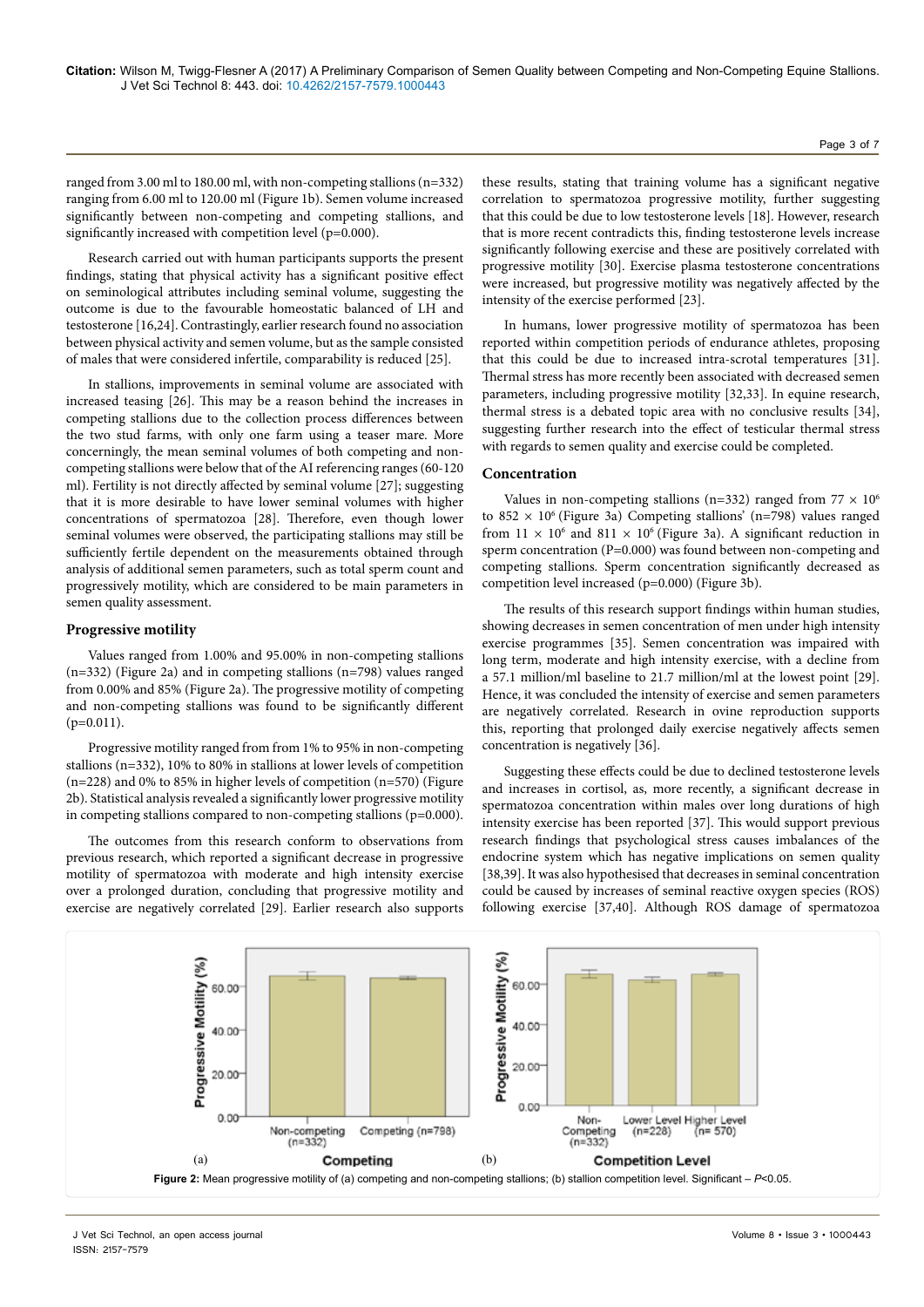ranged from 3.00 ml to 180.00 ml, with non-competing stallions (n=332) ranging from 6.00 ml to 120.00 ml (Figure 1b). Semen volume increased significantly between non-competing and competing stallions, and significantly increased with competition level (p=0.000).

Research carried out with human participants supports the present findings, stating that physical activity has a significant positive effect on seminological attributes including seminal volume, suggesting the outcome is due to the favourable homeostatic balanced of LH and testosterone [16,24]. Contrastingly, earlier research found no association between physical activity and semen volume, but as the sample consisted of males that were considered infertile, comparability is reduced [25].

In stallions, improvements in seminal volume are associated with increased teasing [26]. This may be a reason behind the increases in competing stallions due to the collection process differences between the two stud farms, with only one farm using a teaser mare. More concerningly, the mean seminal volumes of both competing and non-competing stallions were below that of the AI referencing ranges (60-120 ml). Fertility is not directly affected by seminal volume [27]; suggesting that it is more desirable to have lower seminal volumes with higher concentrations of spermatozoa [28]. Therefore, even though lower seminal volumes were observed, the participating stallions may still be sufficiently fertile dependent on the measurements obtained through analysis of additional semen parameters, such as total sperm count and progressively motility, which are considered to be main parameters in semen quality assessment.

## Progressive motility

Values ranged from 1.00% and 95.00% in non-competing stallions (n=332) (Figure 2a) and in competing stallions (n=798) values ranged from 0.00% and 85% (Figure 2a). The progressive motility of competing and non-competing stallions was found to be significantly different (p=0.011).

Progressive motility ranged from from 1% to 95% in non-competing stallions (n=332), 10% to 80% in stallions at lower levels of competition (n=228) and 0% to 85% in higher levels of competition (n=570) (Figure 2b). Statistical analysis revealed a significantly lower progressive motility in competing stallions compared to non-competing stallions (p=0.000).

The outcomes from this research conform to observations from previous research, which reported a significant decrease in progressive motility of spermatozoa with moderate and high intensity exercise over a prolonged duration, concluding that progressive motility and exercise are negatively correlated [29]. Earlier research also supports these results, stating that training volume has a significant negative correlation to spermatozoa progressive motility, further suggesting that this could be due to low testosterone levels [18]. However, research that is more recent contradicts this, finding testosterone levels increase significantly following exercise and these are positively correlated with progressive motility [30]. Exercise plasma testosterone concentrations were increased, but progressive motility was negatively affected by the intensity of the exercise performed [23].

In humans, lower progressive motility of spermatozoa has been reported within competition periods of endurance athletes, proposing that this could be due to increased intra-scrotal temperatures [31]. Thermal stress has more recently been associated with decreased semen parameters, including progressive motility [32,33]. In equine research, thermal stress is a debated topic area with no conclusive results [34], suggesting further research into the effect of testicular thermal stress with regards to semen quality and exercise could be completed.

## Concentration

Values in non-competing stallions (n=332) ranged from $77 \times 10^6$ to $852 \times 10^6$ (Figure 3a) Competing stallions' (n=798) values ranged from $11 \times 10^6$ and $811 \times 10^6$ (Figure 3a). A significant reduction in sperm concentration (P=0.000) was found between non-competing and competing stallions. Sperm concentration significantly decreased as competition level increased (p=0.000) (Figure 3b).

The results of this research support findings within human studies, showing decreases in semen concentration of men under high intensity exercise programmes [35]. Semen concentration was impaired with long term, moderate and high intensity exercise, with a decline from a 57.1 million/ml baseline to 21.7 million/ml at the lowest point [29]. Hence, it was concluded the intensity of exercise and semen parameters are negatively correlated. Research in ovine reproduction supports this, reporting that prolonged daily exercise negatively affects semen concentration is negatively [36].

Suggesting these effects could be due to declined testosterone levels and increases in cortisol, as, more recently, a significant decrease in spermatozoa concentration within males over long durations of high intensity exercise has been reported [37]. This would support previous research findings that psychological stress causes imbalances of the endocrine system which has negative implications on semen quality [38,39]. It was also hypothesised that decreases in seminal concentration could be caused by increases of seminal reactive oxygen species (ROS) following exercise [37,40]. Although ROS damage of spermatozoa

**Figure 2:** Mean progressive motility of (a) competing and non-competing stallions; (b) stallion competition level. Significant – $P<0.05$.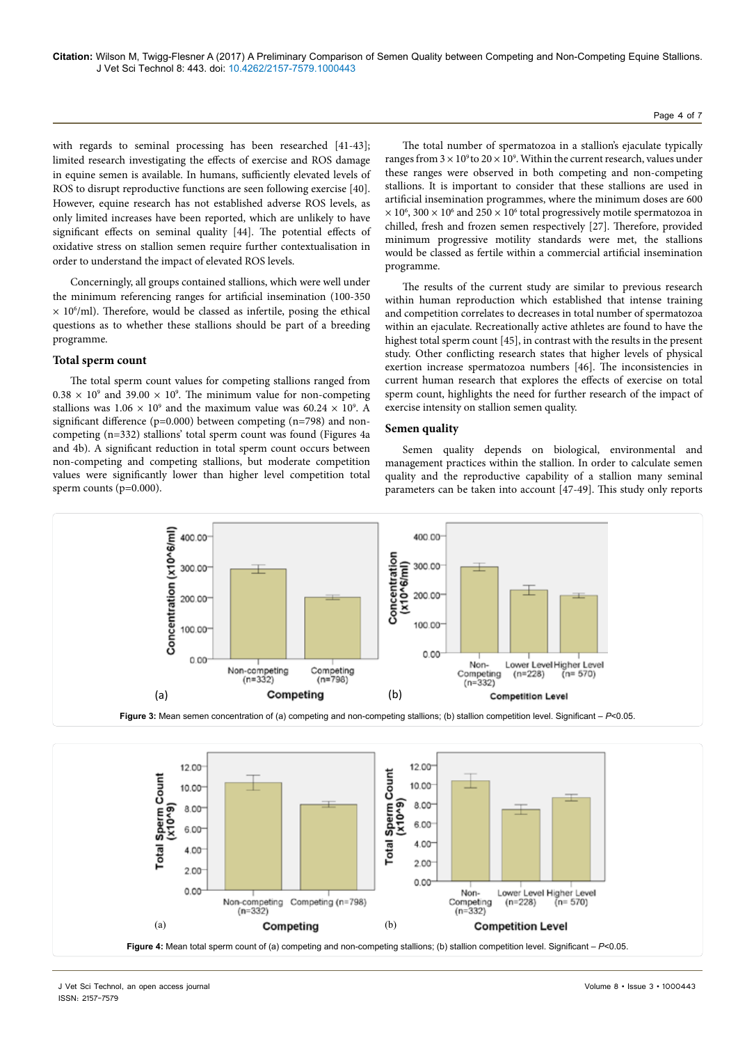with regards to seminal processing has been researched [41-43]; limited research investigating the effects of exercise and ROS damage in equine semen is available. In humans, sufficiently elevated levels of ROS to disrupt reproductive functions are seen following exercise [40]. However, equine research has not established adverse ROS levels, as only limited increases have been reported, which are unlikely to have significant effects on seminal quality [44]. The potential effects of oxidative stress on stallion semen require further contextualisation in order to understand the impact of elevated ROS levels.

Concerningly, all groups contained stallions, which were well under the minimum referencing ranges for artificial insemination (100-350 $\times$ $10^6$/ml). Therefore, would be classed as infertile, posing the ethical questions as to whether these stallions should be part of a breeding programme.

### Total sperm count

The total sperm count values for competing stallions ranged from $0.38 \times 10^9$ and $39.00 \times 10^9$. The minimum value for non-competing stallions was $1.06 \times 10^9$ and the maximum value was $60.24 \times 10^9$. A significant difference (p=0.000) between competing (n=798) and non-competing (n=332) stallions' total sperm count was found (Figures 4a and 4b). A significant reduction in total sperm count occurs between non-competing and competing stallions, but moderate competition values were significantly lower than higher level competition total sperm counts (p=0.000).

The total number of spermatozoa in a stallion's ejaculate typically ranges from $3 \times 10^9$ to $20 \times 10^9$. Within the current research, values under these ranges were observed in both competing and non-competing stallions. It is important to consider that these stallions are used in artificial insemination programmes, where the minimum doses are 600 $\times$ $10^6$, 300 $\times$ $10^6$ and 250 $\times$ $10^6$ total progressively motile spermatozoa in chilled, fresh and frozen semen respectively [27]. Therefore, provided minimum progressive motility standards were met, the stallions would be classed as fertile within a commercial artificial insemination programme.

The results of the current study are similar to previous research within human reproduction which established that intense training and competition correlates to decreases in total number of spermatozoa within an ejaculate. Recreationally active athletes are found to have the highest total sperm count [45], in contrast with the results in the present study. Other conflicting research states that higher levels of physical exertion increase spermatozoa numbers [46]. The inconsistencies in current human research that explores the effects of exercise on total sperm count, highlights the need for further research of the impact of exercise intensity on stallion semen quality.

### Semen quality

Semen quality depends on biological, environmental and management practices within the stallion. In order to calculate semen quality and the reproductive capability of a stallion many seminal parameters can be taken into account [47-49]. This study only reports

**Figure 3:** Mean semen concentration of (a) competing and non-competing stallions; (b) stallion competition level. Significant – $P<0.05$.

**Figure 4:** Mean total sperm count of (a) competing and non-competing stallions; (b) stallion competition level. Significant – $P<0.05$.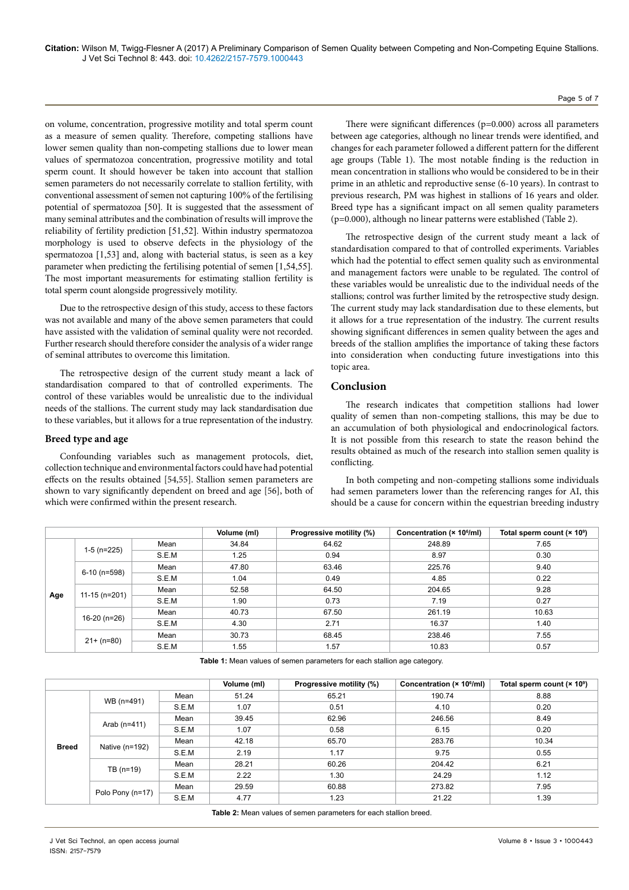on volume, concentration, progressive motility and total sperm count as a measure of semen quality. Therefore, competing stallions have lower semen quality than non-competing stallions due to lower mean values of spermatozoa concentration, progressive motility and total sperm count. It should however be taken into account that stallion semen parameters do not necessarily correlate to stallion fertility, with conventional assessment of semen not capturing 100% of the fertilising potential of spermatozoa [50]. It is suggested that the assessment of many seminal attributes and the combination of results will improve the reliability of fertility prediction [51,52]. Within industry spermatozoa morphology is used to observe defects in the physiology of the spermatozoa [1,53] and, along with bacterial status, is seen as a key parameter when predicting the fertilising potential of semen [1,54,55]. The most important measurements for estimating stallion fertility is total sperm count alongside progressively motility.

Due to the retrospective design of this study, access to these factors was not available and many of the above semen parameters that could have assisted with the validation of seminal quality were not recorded. Further research should therefore consider the analysis of a wider range of seminal attributes to overcome this limitation.

The retrospective design of the current study meant a lack of standardisation compared to that of controlled experiments. The control of these variables would be unrealistic due to the individual needs of the stallions. The current study may lack standardisation due to these variables, but it allows for a true representation of the industry.

### Breed type and age

Confounding variables such as management protocols, diet, collection technique and environmental factors could have had potential effects on the results obtained [54,55]. Stallion semen parameters are shown to vary significantly dependent on breed and age [56], both of which were confirmed within the present research.

There were significant differences (p=0.000) across all parameters between age categories, although no linear trends were identified, and changes for each parameter followed a different pattern for the different age groups (Table 1). The most notable finding is the reduction in mean concentration in stallions who would be considered to be in their prime in an athletic and reproductive sense (6-10 years). In contrast to previous research, PM was highest in stallions of 16 years and older. Breed type has a significant impact on all semen quality parameters (p=0.000), although no linear patterns were established (Table 2).

The retrospective design of the current study meant a lack of standardisation compared to that of controlled experiments. Variables which had the potential to effect semen quality such as environmental and management factors were unable to be regulated. The control of these variables would be unrealistic due to the individual needs of the stallions; control was further limited by the retrospective study design. The current study may lack standardisation due to these elements, but it allows for a true representation of the industry. The current results showing significant differences in semen quality between the ages and breeds of the stallion amplifies the importance of taking these factors into consideration when conducting future investigations into this topic area.

## Conclusion

The research indicates that competition stallions had lower quality of semen than non-competing stallions, this may be due to an accumulation of both physiological and endocrinological factors. It is not possible from this research to state the reason behind the results obtained as much of the research into stallion semen quality is conflicting.

In both competing and non-competing stallions some individuals had semen parameters lower than the referencing ranges for AI, this should be a cause for concern within the equestrian breeding industry

| | | | Volume (ml) | Progressive motility (%) | Concentration (× $10^6$/ml) | Total sperm count (× $10^9$) |
|---|---|---|---|---|---|---|
| Age | 1-5 (n=225) | Mean | 34.84 | 64.62 | 248.89 | 7.65 |
| | | S.E.M | 1.25 | 0.94 | 8.97 | 0.30 |
| | 6-10 (n=598) | Mean | 47.80 | 63.46 | 225.76 | 9.40 |
| | | S.E.M | 1.04 | 0.49 | 4.85 | 0.22 |
| | 11-15 (n=201) | Mean | 52.58 | 64.50 | 204.65 | 9.28 |
| | | S.E.M | 1.90 | 0.73 | 7.19 | 0.27 |
| | 16-20 (n=26) | Mean | 40.73 | 67.50 | 261.19 | 10.63 |
| | | S.E.M | 4.30 | 2.71 | 16.37 | 1.40 |
| | 21+ (n=80) | Mean | 30.73 | 68.45 | 238.46 | 7.55 |
| | | S.E.M | 1.55 | 1.57 | 10.83 | 0.57 |

**Table 1:** Mean values of semen parameters for each stallion age category.

| | | | Volume (ml) | Progressive motility (%) | Concentration (× $10^6$/ml) | Total sperm count (× $10^9$) |
|---|---|---|---|---|---|---|
| Breed | WB (n=491) | Mean | 51.24 | 65.21 | 190.74 | 8.88 |
| | | S.E.M | 1.07 | 0.51 | 4.10 | 0.20 |
| | Arab (n=411) | Mean | 39.45 | 62.96 | 246.56 | 8.49 |
| | | S.E.M | 1.07 | 0.58 | 6.15 | 0.20 |
| | Native (n=192) | Mean | 42.18 | 65.70 | 283.76 | 10.34 |
| | | S.E.M | 2.19 | 1.17 | 9.75 | 0.55 |
| | TB (n=19) | Mean | 28.21 | 60.26 | 204.42 | 6.21 |
| | | S.E.M | 2.22 | 1.30 | 24.29 | 1.12 |
| | Polo Pony (n=17) | Mean | 29.59 | 60.88 | 273.82 | 7.95 |
| | | S.E.M | 4.77 | 1.23 | 21.22 | 1.39 |

**Table 2:** Mean values of semen parameters for each stallion breed.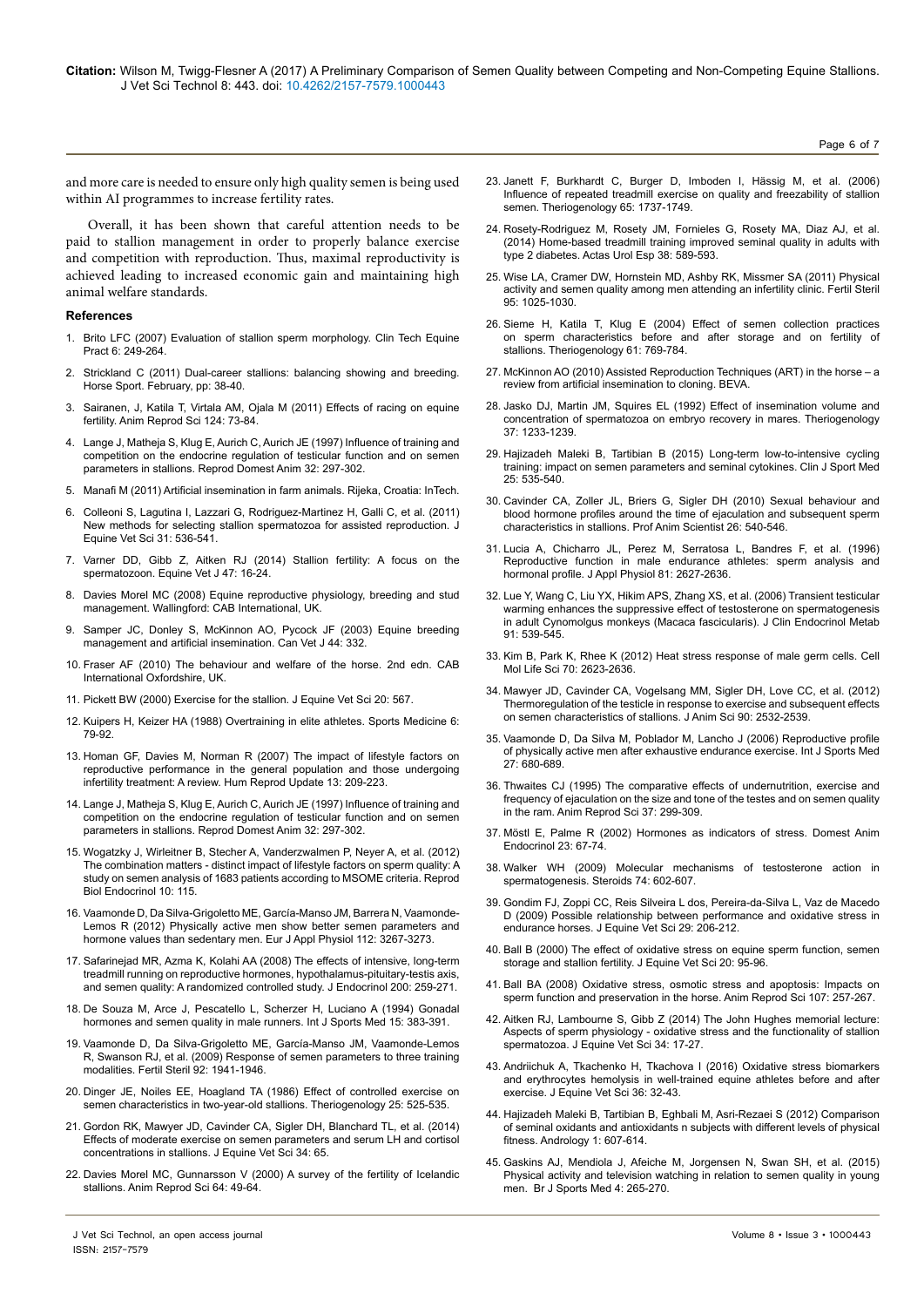and more care is needed to ensure only high quality semen is being used within AI programmes to increase fertility rates.

Overall, it has been shown that careful attention needs to be paid to stallion management in order to properly balance exercise and competition with reproduction. Thus, maximal reproductivity is achieved leading to increased economic gain and maintaining high animal welfare standards.

### References

1. Brito LFC (2007) Evaluation of stallion sperm morphology. Clin Tech Equine Pract 6: 249-264.
2. Strickland C (2011) Dual-career stallions: balancing showing and breeding. Horse Sport. February, pp: 38-40.
3. Sairanen, J, Katila T, Virtala AM, Ojala M (2011) Effects of racing on equine fertility. Anim Reprod Sci 124: 73-84.
4. Lange J, Matheja S, Klug E, Aurich C, Aurich JE (1997) Influence of training and competition on the endocrine regulation of testicular function and on semen parameters in stallions. Reprod Domest Anim 32: 297-302.
5. Manafi M (2011) Artificial insemination in farm animals. Rijeka, Croatia: InTech.
6. Colleoni S, Lagutina I, Lazzari G, Rodriguez-Martinez H, Galli C, et al. (2011) New methods for selecting stallion spermatozoa for assisted reproduction. J Equine Vet Sci 31: 536-541.
7. Varner DD, Gibb Z, Aitken RJ (2014) Stallion fertility: A focus on the spermatozoon. Equine Vet J 47: 16-24.
8. Davies Morel MC (2008) Equine reproductive physiology, breeding and stud management. Wallingford: CAB International, UK.
9. Samper JC, Donley S, McKinnon AO, Pycock JF (2003) Equine breeding management and artificial insemination. Can Vet J 44: 332.
10. Fraser AF (2010) The behaviour and welfare of the horse. 2nd edn. CAB International Oxfordshire, UK.
11. Pickett BW (2000) Exercise for the stallion. J Equine Vet Sci 20: 567.
12. Kuipers H, Keizer HA (1988) Overtraining in elite athletes. Sports Medicine 6: 79-92.
13. Homan GF, Davies M, Norman R (2007) The impact of lifestyle factors on reproductive performance in the general population and those undergoing infertility treatment: A review. Hum Reprod Update 13: 209-223.
14. Lange J, Matheja S, Klug E, Aurich C, Aurich JE (1997) Influence of training and competition on the endocrine regulation of testicular function and on semen parameters in stallions. Reprod Domest Anim 32: 297-302.
15. Wogatzky J, Wirleitner B, Stecher A, Vanderzwalmen P, Neyer A, et al. (2012) The combination matters - distinct impact of lifestyle factors on sperm quality: A study on semen analysis of 1683 patients according to MSOME criteria. Reprod Biol Endocrinol 10: 115.
16. Vaamonde D, Da Silva-Grigoletto ME, García-Manso JM, Barrera N, Vaamonde-Lemos R (2012) Physically active men show better semen parameters and hormone values than sedentary men. Eur J Appl Physiol 112: 3267-3273.
17. Safarinejad MR, Azma K, Kolahi AA (2008) The effects of intensive, long-term treadmill running on reproductive hormones, hypothalamus-pituitary-testis axis, and semen quality: A randomized controlled study. J Endocrinol 200: 259-271.
18. De Souza M, Arce J, Pescatello L, Scherzer H, Luciano A (1994) Gonadal hormones and semen quality in male runners. Int J Sports Med 15: 383-391.
19. Vaamonde D, Da Silva-Grigoletto ME, García-Manso JM, Vaamonde-Lemos R, Swanson RJ, et al. (2009) Response of semen parameters to three training modalities. Fertil Steril 92: 1941-1946.
20. Dinger JE, Noiles EE, Hoagland TA (1986) Effect of controlled exercise on semen characteristics in two-year-old stallions. Theriogenology 25: 525-535.
21. Gordon RK, Mawyer JD, Cavinder CA, Sigler DH, Blanchard TL, et al. (2014) Effects of moderate exercise on semen parameters and serum LH and cortisol concentrations in stallions. J Equine Vet Sci 34: 65.
22. Davies Morel MC, Gunnarsson V (2000) A survey of the fertility of Icelandic stallions. Anim Reprod Sci 64: 49-64.
23. Janett F, Burkhardt C, Burger D, Imboden I, Hässig M, et al. (2006) Influence of repeated treadmill exercise on quality and freezability of stallion semen. Theriogenology 65: 1737-1749.
24. Rosety-Rodriguez M, Rosety JM, Fornieles G, Rosety MA, Diaz AJ, et al. (2014) Home-based treadmill training improved seminal quality in adults with type 2 diabetes. Actas Urol Esp 38: 589-593.
25. Wise LA, Cramer DW, Hornstein MD, Ashby RK, Missmer SA (2011) Physical activity and semen quality among men attending an infertility clinic. Fertil Steril 95: 1025-1030.
26. Sieme H, Katila T, Klug E (2004) Effect of semen collection practices on sperm characteristics before and after storage and on fertility of stallions. Theriogenology 61: 769-784.
27. McKinnon AO (2010) Assisted Reproduction Techniques (ART) in the horse – a review from artificial insemination to cloning. BEVA.
28. Jasko DJ, Martin JM, Squires EL (1992) Effect of insemination volume and concentration of spermatozoa on embryo recovery in mares. Theriogenology 37: 1233-1239.
29. Hajizadeh Maleki B, Tartibian B (2015) Long-term low-to-intensive cycling training: impact on semen parameters and seminal cytokines. Clin J Sport Med 25: 535-540.
30. Cavinder CA, Zoller JL, Briers G, Sigler DH (2010) Sexual behaviour and blood hormone profiles around the time of ejaculation and subsequent sperm characteristics in stallions. Prof Anim Scientist 26: 540-546.
31. Lucia A, Chicharro JL, Perez M, Serratosa L, Bandres F, et al. (1996) Reproductive function in male endurance athletes: sperm analysis and hormonal profile. J Appl Physiol 81: 2627-2636.
32. Lue Y, Wang C, Liu YX, Hikim APS, Zhang XS, et al. (2006) Transient testicular warming enhances the suppressive effect of testosterone on spermatogenesis in adult Cynomolgus monkeys (Macaca fascicularis). J Clin Endocrinol Metab 91: 539-545.
33. Kim B, Park K, Rhee K (2012) Heat stress response of male germ cells. Cell Mol Life Sci 70: 2623-2636.
34. Mawyer JD, Cavinder CA, Vogelsang MM, Sigler DH, Love CC, et al. (2012) Thermoregulation of the testicle in response to exercise and subsequent effects on semen characteristics of stallions. J Anim Sci 90: 2532-2539.
35. Vaamonde D, Da Silva M, Poblador M, Lancho J (2006) Reproductive profile of physically active men after exhaustive endurance exercise. Int J Sports Med 27: 680-689.
36. Thwaites CJ (1995) The comparative effects of undernutrition, exercise and frequency of ejaculation on the size and tone of the testes and on semen quality in the ram. Anim Reprod Sci 37: 299-309.
37. Möstl E, Palme R (2002) Hormones as indicators of stress. Domest Anim Endocrinol 23: 67-74.
38. Walker WH (2009) Molecular mechanisms of testosterone action in spermatogenesis. Steroids 74: 602-607.
39. Gondim FJ, Zoppi CC, Reis Silveira L dos, Pereira-da-Silva L, Vaz de Macedo D (2009) Possible relationship between performance and oxidative stress in endurance horses. J Equine Vet Sci 29: 206-212.
40. Ball B (2000) The effect of oxidative stress on equine sperm function, semen storage and stallion fertility. J Equine Vet Sci 20: 95-96.
41. Ball BA (2008) Oxidative stress, osmotic stress and apoptosis: Impacts on sperm function and preservation in the horse. Anim Reprod Sci 107: 257-267.
42. Aitken RJ, Lambourne S, Gibb Z (2014) The John Hughes memorial lecture: Aspects of sperm physiology - oxidative stress and the functionality of stallion spermatozoa. J Equine Vet Sci 34: 17-27.
43. Andriichuk A, Tkachenko H, Tkachova I (2016) Oxidative stress biomarkers and erythrocytes hemolysis in well-trained equine athletes before and after exercise. J Equine Vet Sci 36: 32-43.
44. Hajizadeh Maleki B, Tartibian B, Eghbali M, Asri-Rezaei S (2012) Comparison of seminal oxidants and antioxidants n subjects with different levels of physical fitness. Andrology 1: 607-614.
45. Gaskins AJ, Mendiola J, Afeiche M, Jorgensen N, Swan SH, et al. (2015) Physical activity and television watching in relation to semen quality in young men. Br J Sports Med 4: 265-270.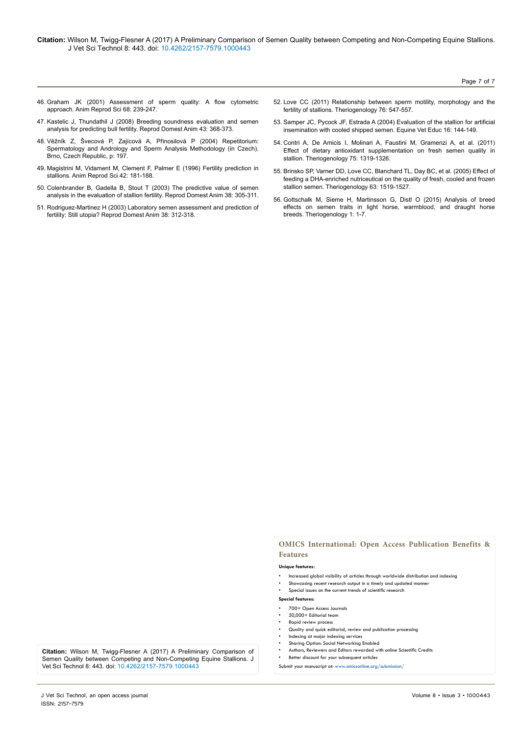46. Graham JK (2001) Assessment of sperm quality: A flow cytometric approach. Anim Reprod Sci 68: 239-247.

47. Kastelic J, Thundathil J (2008) Breeding soundness evaluation and semen analysis for predicting bull fertility. Reprod Domest Anim 43: 368-373.

48. Věžník Z, Švecová P, Zajícová A, Přinosilová P (2004) Repetitorium: Spermatology and Andrology and Sperm Analysis Methodology (in Czech). Brno, Czech Republic, p: 197.

49. Magistrini M, Vidament M, Clement F, Palmer E (1996) Fertility prediction in stallions. Anim Reprod Sci 42: 181-188.

50. Colenbrander B, Gadella B, Stout T (2003) The predictive value of semen analysis in the evaluation of stallion fertility. Reprod Domest Anim 38: 305-311.

51. Rodriguez-Martinez H (2003) Laboratory semen assessment and prediction of fertility: Still utopia? Reprod Domest Anim 38: 312-318.

52. Love CC (2011) Relationship between sperm motility, morphology and the fertility of stallions. Theriogenology 76: 547-557.

53. Samper JC, Pycock JF, Estrada A (2004) Evaluation of the stallion for artificial insemination with cooled shipped semen. Equine Vet Educ 16: 144-149.

54. Contri A, De Amicis I, Molinari A, Faustini M, Gramenzi A, et al. (2011) Effect of dietary antioxidant supplementation on fresh semen quality in stallion. Theriogenology 75: 1319-1326.

55. Brinsko SP, Varner DD, Love CC, Blanchard TL, Day BC, et al. (2005) Effect of feeding a DHA-enriched nutriceutical on the quality of fresh, cooled and frozen stallion semen. Theriogenology 63: 1519-1527.

56. Gottschalk M, Sieme H, Martinsson G, Distl O (2015) Analysis of breed effects on semen traits in light horse, warmblood, and draught horse breeds. Theriogenology 1: 1-7.